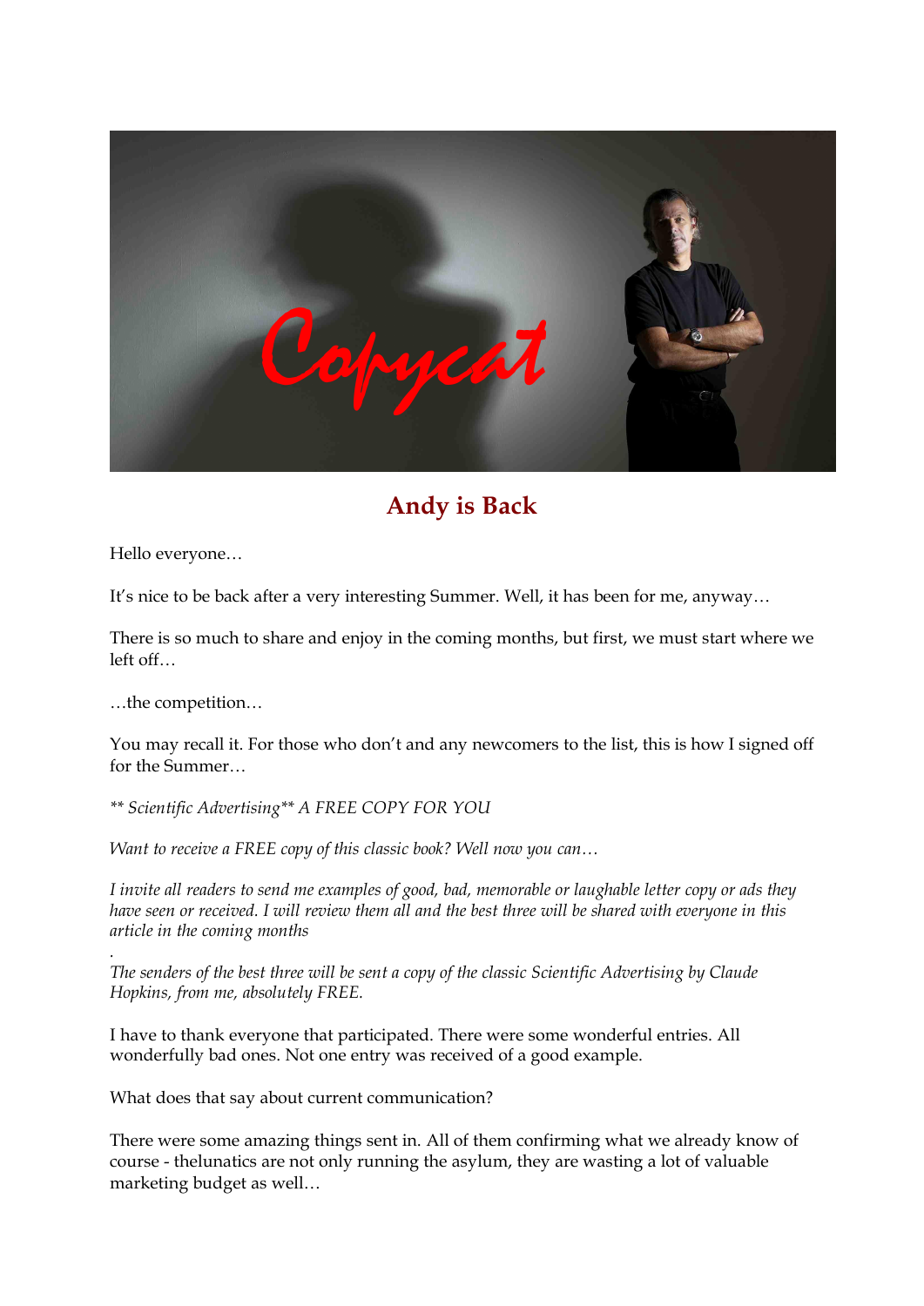# Andy is Back

Hello everyone…

It's nice to be back after a very interesting Summer. Well, it has been for me, anyway…

There is so much to share and enjoy in the coming months, but first, we must start where we left off…

…the competition…

You may recall it. For those who don't and any newcomers to the list, this is how I signed off for the Summer…

*** Scientific Advertising** A FREE COPY FOR YOU*

*Want to receive a FREE copy of this classic book? Well now you can…*

*I invite all readers to send me examples of good, bad, memorable or laughable letter copy or ads they have seen or received. I will review them all and the best three will be shared with everyone in this article in the coming months*

*.*
*The senders of the best three will be sent a copy of the classic Scientific Advertising by Claude Hopkins, from me, absolutely FREE.*

I have to thank everyone that participated. There were some wonderful entries. All wonderfully bad ones. Not one entry was received of a good example.

What does that say about current communication?

There were some amazing things sent in. All of them confirming what we already know of course - thelunatics are not only running the asylum, they are wasting a lot of valuable marketing budget as well…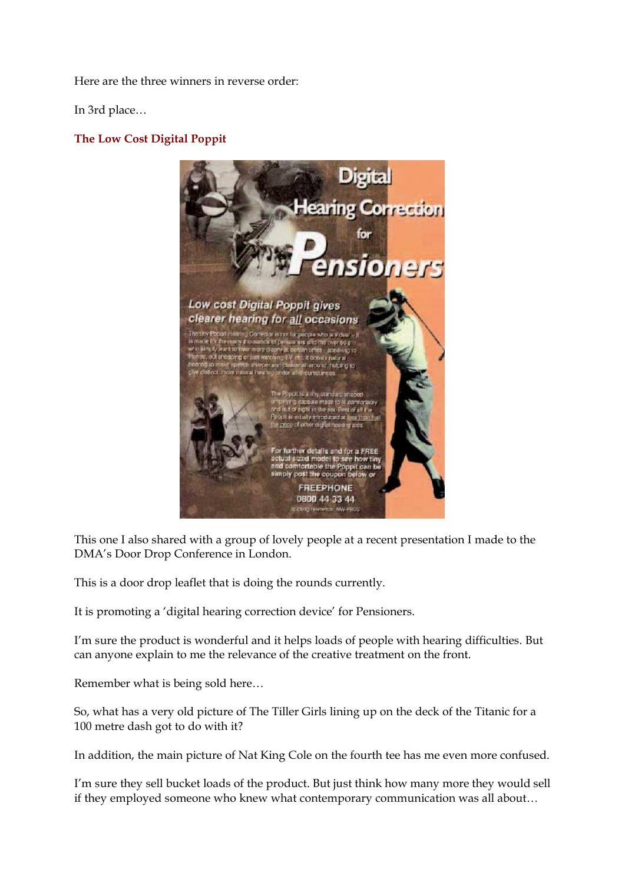Here are the three winners in reverse order:

In 3rd place…

**The Low Cost Digital Poppit**

This one I also shared with a group of lovely people at a recent presentation I made to the DMA's Door Drop Conference in London.

This is a door drop leaflet that is doing the rounds currently.

It is promoting a 'digital hearing correction device' for Pensioners.

I'm sure the product is wonderful and it helps loads of people with hearing difficulties. But can anyone explain to me the relevance of the creative treatment on the front.

Remember what is being sold here…

So, what has a very old picture of The Tiller Girls lining up on the deck of the Titanic for a 100 metre dash got to do with it?

In addition, the main picture of Nat King Cole on the fourth tee has me even more confused.

I'm sure they sell bucket loads of the product. But just think how many more they would sell if they employed someone who knew what contemporary communication was all about…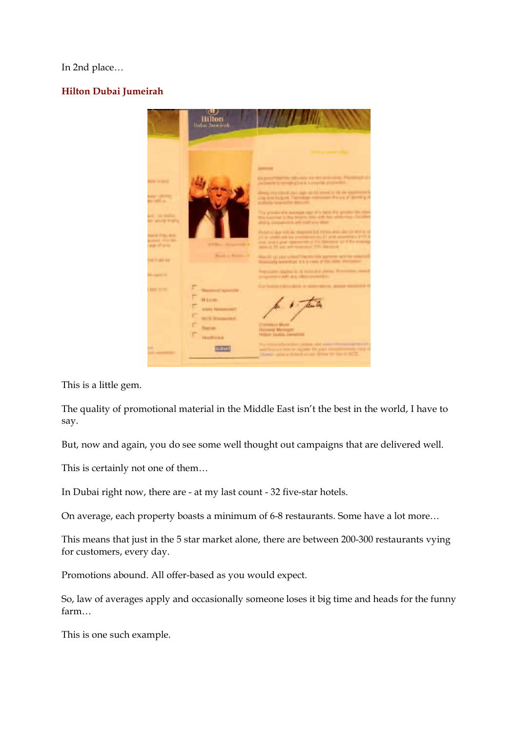In 2nd place…

**Hilton Dubai Jumeirah**

This is a little gem.

The quality of promotional material in the Middle East isn't the best in the world, I have to say.

But, now and again, you do see some well thought out campaigns that are delivered well.

This is certainly not one of them…

In Dubai right now, there are - at my last count - 32 five-star hotels.

On average, each property boasts a minimum of 6-8 restaurants. Some have a lot more…

This means that just in the 5 star market alone, there are between 200-300 restaurants vying for customers, every day.

Promotions abound. All offer-based as you would expect.

So, law of averages apply and occasionally someone loses it big time and heads for the funny farm…

This is one such example.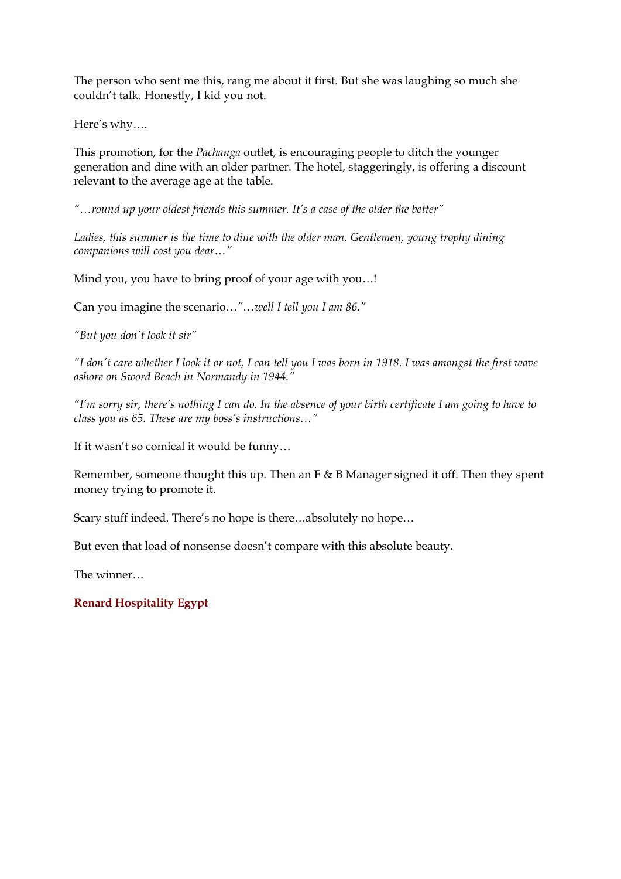The person who sent me this, rang me about it first. But she was laughing so much she couldn't talk. Honestly, I kid you not.

Here's why….

This promotion, for the *Pachanga* outlet, is encouraging people to ditch the younger generation and dine with an older partner. The hotel, staggeringly, is offering a discount relevant to the average age at the table.

*"…round up your oldest friends this summer. It's a case of the older the better"*

*Ladies, this summer is the time to dine with the older man. Gentlemen, young trophy dining companions will cost you dear…"*

Mind you, you have to bring proof of your age with you…!

Can you imagine the scenario…*"…well I tell you I am 86."*

*"But you don't look it sir"*

*"I don't care whether I look it or not, I can tell you I was born in 1918. I was amongst the first wave ashore on Sword Beach in Normandy in 1944."*

*"I'm sorry sir, there's nothing I can do. In the absence of your birth certificate I am going to have to class you as 65. These are my boss's instructions…"*

If it wasn't so comical it would be funny…

Remember, someone thought this up. Then an F & B Manager signed it off. Then they spent money trying to promote it.

Scary stuff indeed. There's no hope is there…absolutely no hope…

But even that load of nonsense doesn't compare with this absolute beauty.

The winner…

**Renard Hospitality Egypt**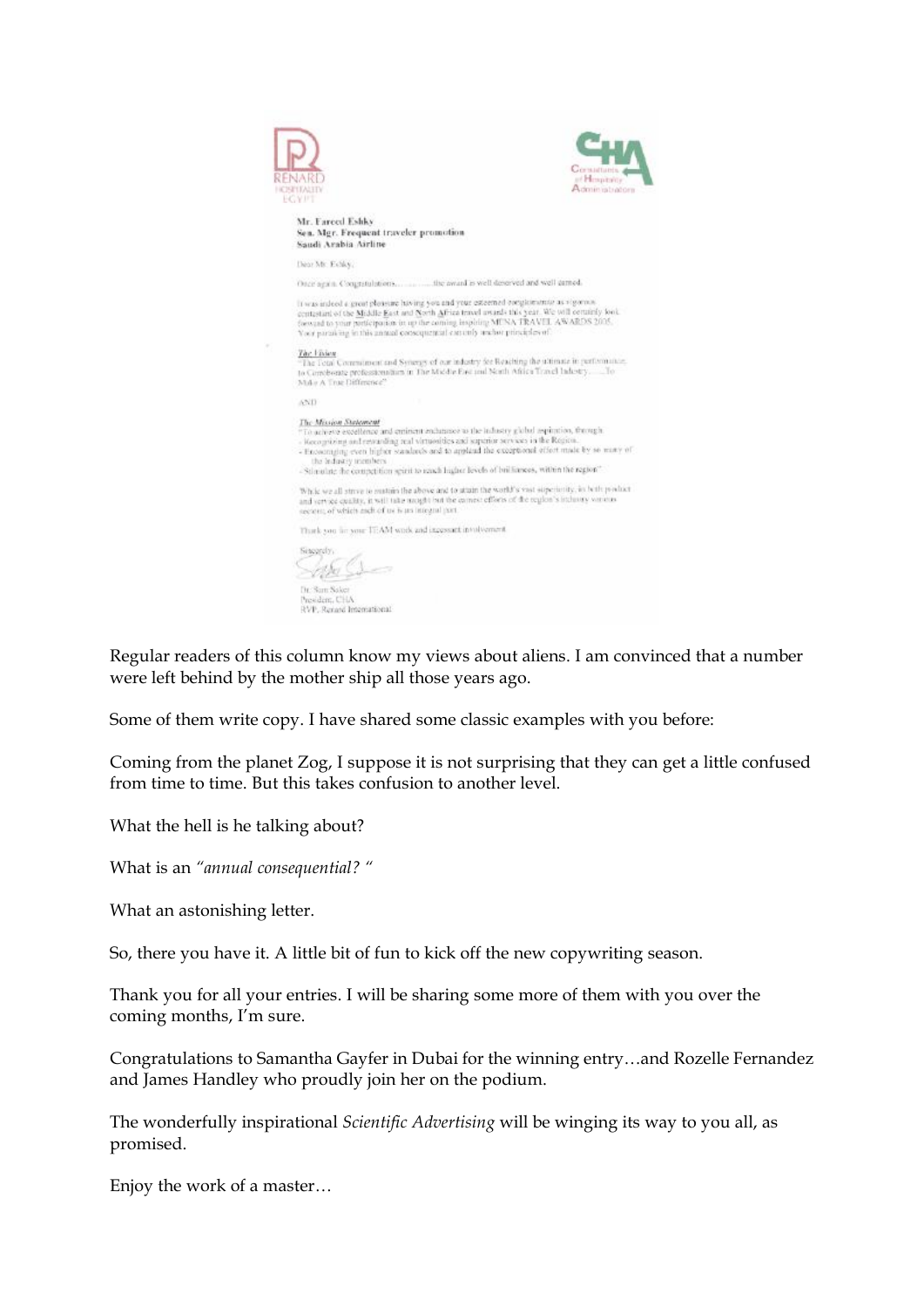RENARD
HOSPITALITY
EGYPT

CHA
Consultants
of Hospitality
Administrators

**Mr. Fareed Eshky**
**Sen. Mgr. Frequent traveler promotion**
**Saudi Arabia Airline**

Dear Mr. Eshky,

Once again. Congratulations…………the award is well deserved and well earned.

It was indeed a great pleasure having you and your esteemed conglomerate as vigorous contestant of the Middle East and North Africa travel awards this year. We will certainly look forward to your participation in up the coming inspiring MENA TRAVEL AWARDS 2005. Your partaking in this annual consequential can only anchor principles of:

***The Vision***
"The Total Commitment and Synergy of our industry for Reaching the ultimate in performance to Corroborate professionalism in The Middle East and North Africa Travel Industry……To Make A True Difference"

AND

***The Mission Statement***
"To achieve excellence and eminent endeavor to the industry global aspiration, through
- Recognizing and rewarding real virtuosities and superior services in the Region.
- Encouraging even higher standards and to applaud the exceptional effort made by so many of the industry members
- Stimulating the competition spirit to reach higher levels of brilliances, within the region"

While we all strive to sustain the above and to attain the world's vast superiority, in both product and service quality, it will take naught but the utmost efforts of the region's industry various sectors, of which each of us is an integral part.

Thank you for your TEAM work and incessant involvement.

Sincerely,

Dr. Sam Saker
President, CHA
RVP, Renard International

Regular readers of this column know my views about aliens. I am convinced that a number were left behind by the mother ship all those years ago.

Some of them write copy. I have shared some classic examples with you before:

Coming from the planet Zog, I suppose it is not surprising that they can get a little confused from time to time. But this takes confusion to another level.

What the hell is he talking about?

What is an *"annual consequential? "*

What an astonishing letter.

So, there you have it. A little bit of fun to kick off the new copywriting season.

Thank you for all your entries. I will be sharing some more of them with you over the coming months, I'm sure.

Congratulations to Samantha Gayfer in Dubai for the winning entry…and Rozelle Fernandez and James Handley who proudly join her on the podium.

The wonderfully inspirational *Scientific Advertising* will be winging its way to you all, as promised.

Enjoy the work of a master…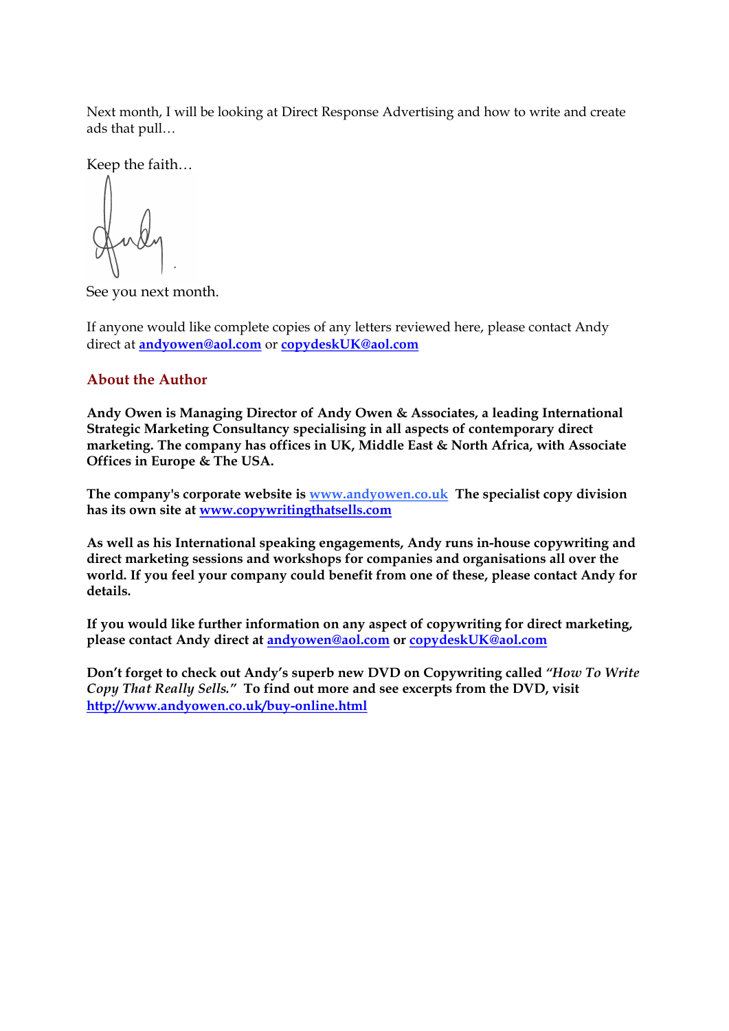Next month, I will be looking at Direct Response Advertising and how to write and create ads that pull…

Keep the faith…

See you next month.

If anyone would like complete copies of any letters reviewed here, please contact Andy direct at **andyowen@aol.com** or **copydeskUK@aol.com**

## About the Author

**Andy Owen is Managing Director of Andy Owen & Associates, a leading International Strategic Marketing Consultancy specialising in all aspects of contemporary direct marketing. The company has offices in UK, Middle East & North Africa, with Associate Offices in Europe & The USA.**

**The company's corporate website is www.andyowen.co.uk The specialist copy division has its own site at www.copywritingthatsells.com**

**As well as his International speaking engagements, Andy runs in-house copywriting and direct marketing sessions and workshops for companies and organisations all over the world. If you feel your company could benefit from one of these, please contact Andy for details.**

**If you would like further information on any aspect of copywriting for direct marketing, please contact Andy direct at andyowen@aol.com or copydeskUK@aol.com**

**Don't forget to check out Andy's superb new DVD on Copywriting called *"How To Write Copy That Really Sells."* To find out more and see excerpts from the DVD, visit http://www.andyowen.co.uk/buy-online.html**